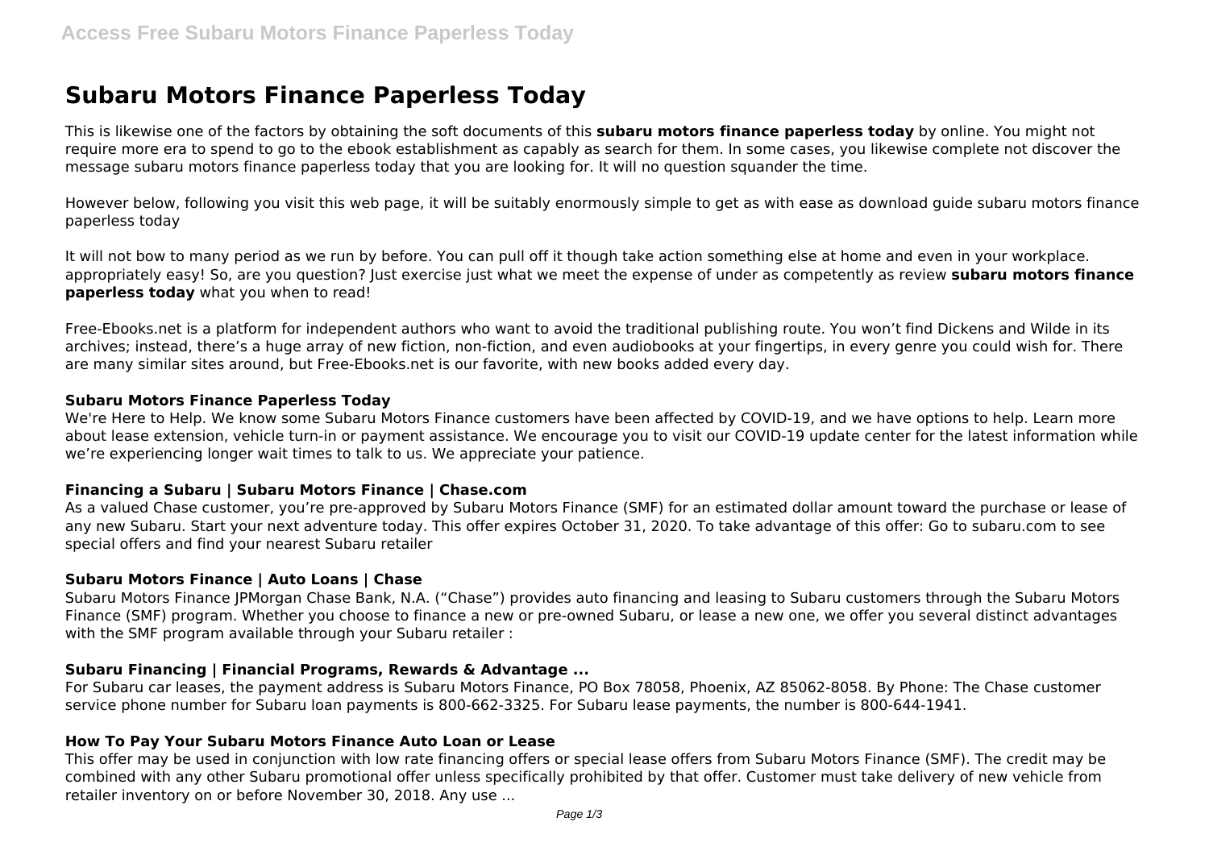# Subaru Motors Finance Paperless Today

This is likewise one of the factors by obtaining the soft documents of this **subaru motors finance paperless today** by online. You might not require more era to spend to go to the ebook establishment as capably as search for them. In some cases, you likewise complete not discover the message subaru motors finance paperless today that you are looking for. It will no question squander the time.

However below, following you visit this web page, it will be suitably enormously simple to get as with ease as download guide subaru motors finance paperless today

It will not bow to many period as we run by before. You can pull off it though take action something else at home and even in your workplace. appropriately easy! So, are you question? Just exercise just what we meet the expense of under as competently as review **subaru motors finance paperless today** what you when to read!

Free-Ebooks.net is a platform for independent authors who want to avoid the traditional publishing route. You won't find Dickens and Wilde in its archives; instead, there's a huge array of new fiction, non-fiction, and even audiobooks at your fingertips, in every genre you could wish for. There are many similar sites around, but Free-Ebooks.net is our favorite, with new books added every day.

### Subaru Motors Finance Paperless Today

We're Here to Help. We know some Subaru Motors Finance customers have been affected by COVID-19, and we have options to help. Learn more about lease extension, vehicle turn-in or payment assistance. We encourage you to visit our COVID-19 update center for the latest information while we're experiencing longer wait times to talk to us. We appreciate your patience.

### Financing a Subaru | Subaru Motors Finance | Chase.com

As a valued Chase customer, you're pre-approved by Subaru Motors Finance (SMF) for an estimated dollar amount toward the purchase or lease of any new Subaru. Start your next adventure today. This offer expires October 31, 2020. To take advantage of this offer: Go to subaru.com to see special offers and find your nearest Subaru retailer

### Subaru Motors Finance | Auto Loans | Chase

Subaru Motors Finance JPMorgan Chase Bank, N.A. ("Chase") provides auto financing and leasing to Subaru customers through the Subaru Motors Finance (SMF) program. Whether you choose to finance a new or pre-owned Subaru, or lease a new one, we offer you several distinct advantages with the SMF program available through your Subaru retailer :

### Subaru Financing | Financial Programs, Rewards & Advantage ...

For Subaru car leases, the payment address is Subaru Motors Finance, PO Box 78058, Phoenix, AZ 85062-8058. By Phone: The Chase customer service phone number for Subaru loan payments is 800-662-3325. For Subaru lease payments, the number is 800-644-1941.

### How To Pay Your Subaru Motors Finance Auto Loan or Lease

This offer may be used in conjunction with low rate financing offers or special lease offers from Subaru Motors Finance (SMF). The credit may be combined with any other Subaru promotional offer unless specifically prohibited by that offer. Customer must take delivery of new vehicle from retailer inventory on or before November 30, 2018. Any use ...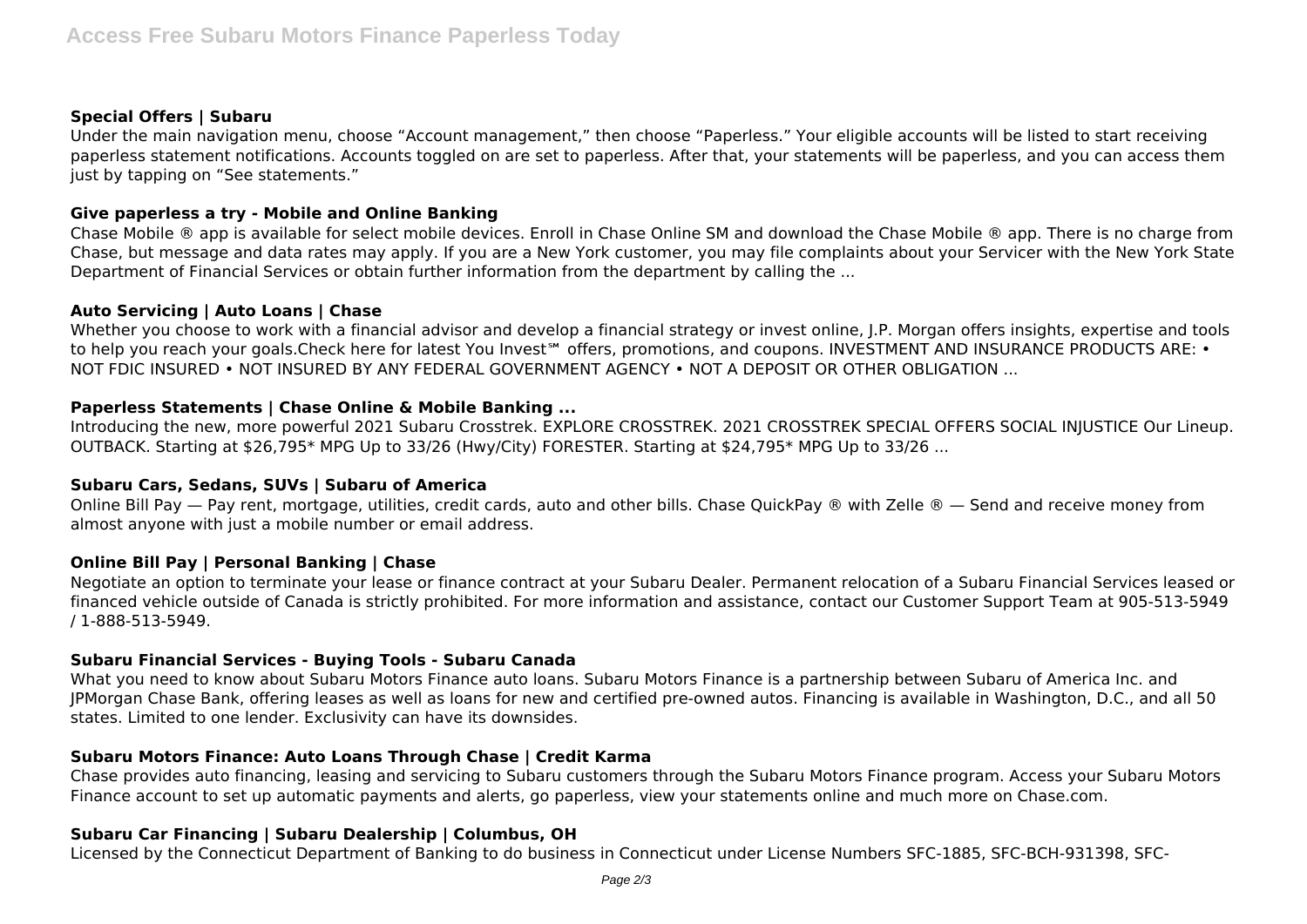### Special Offers | Subaru

Under the main navigation menu, choose “Account management,” then choose “Paperless.” Your eligible accounts will be listed to start receiving paperless statement notifications. Accounts toggled on are set to paperless. After that, your statements will be paperless, and you can access them just by tapping on “See statements.”

### Give paperless a try - Mobile and Online Banking

Chase Mobile ® app is available for select mobile devices. Enroll in Chase Online SM and download the Chase Mobile ® app. There is no charge from Chase, but message and data rates may apply. If you are a New York customer, you may file complaints about your Servicer with the New York State Department of Financial Services or obtain further information from the department by calling the ...

### Auto Servicing | Auto Loans | Chase

Whether you choose to work with a financial advisor and develop a financial strategy or invest online, J.P. Morgan offers insights, expertise and tools to help you reach your goals.Check here for latest You Invest℠ offers, promotions, and coupons. INVESTMENT AND INSURANCE PRODUCTS ARE: • NOT FDIC INSURED • NOT INSURED BY ANY FEDERAL GOVERNMENT AGENCY • NOT A DEPOSIT OR OTHER OBLIGATION ...

### Paperless Statements | Chase Online & Mobile Banking ...

Introducing the new, more powerful 2021 Subaru Crosstrek. EXPLORE CROSSTREK. 2021 CROSSTREK SPECIAL OFFERS SOCIAL INJUSTICE Our Lineup. OUTBACK. Starting at $26,795* MPG Up to 33/26 (Hwy/City) FORESTER. Starting at $24,795* MPG Up to 33/26 ...

### Subaru Cars, Sedans, SUVs | Subaru of America

Online Bill Pay — Pay rent, mortgage, utilities, credit cards, auto and other bills. Chase QuickPay ® with Zelle ® — Send and receive money from almost anyone with just a mobile number or email address.

### Online Bill Pay | Personal Banking | Chase

Negotiate an option to terminate your lease or finance contract at your Subaru Dealer. Permanent relocation of a Subaru Financial Services leased or financed vehicle outside of Canada is strictly prohibited. For more information and assistance, contact our Customer Support Team at 905-513-5949 / 1-888-513-5949.

### Subaru Financial Services - Buying Tools - Subaru Canada

What you need to know about Subaru Motors Finance auto loans. Subaru Motors Finance is a partnership between Subaru of America Inc. and JPMorgan Chase Bank, offering leases as well as loans for new and certified pre-owned autos. Financing is available in Washington, D.C., and all 50 states. Limited to one lender. Exclusivity can have its downsides.

### Subaru Motors Finance: Auto Loans Through Chase | Credit Karma

Chase provides auto financing, leasing and servicing to Subaru customers through the Subaru Motors Finance program. Access your Subaru Motors Finance account to set up automatic payments and alerts, go paperless, view your statements online and much more on Chase.com.

### Subaru Car Financing | Subaru Dealership | Columbus, OH

Licensed by the Connecticut Department of Banking to do business in Connecticut under License Numbers SFC-1885, SFC-BCH-931398, SFC-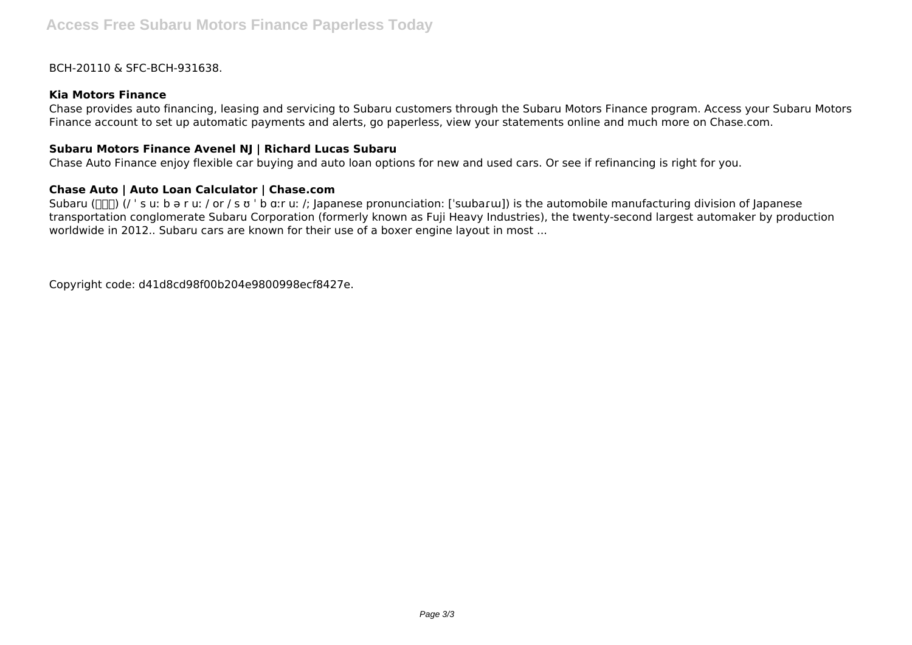BCH-20110 & SFC-BCH-931638.

**Kia Motors Finance**

Chase provides auto financing, leasing and servicing to Subaru customers through the Subaru Motors Finance program. Access your Subaru Motors Finance account to set up automatic payments and alerts, go paperless, view your statements online and much more on Chase.com.

**Subaru Motors Finance Avenel NJ | Richard Lucas Subaru**

Chase Auto Finance enjoy flexible car buying and auto loan options for new and used cars. Or see if refinancing is right for you.

**Chase Auto | Auto Loan Calculator | Chase.com**

Subaru (□□□) (/ ˈ s uː b ə r uː / or / s ʊ ˈ b ɑːr uː /; Japanese pronunciation: [ˈsɯbaɾɯ]) is the automobile manufacturing division of Japanese transportation conglomerate Subaru Corporation (formerly known as Fuji Heavy Industries), the twenty-second largest automaker by production worldwide in 2012.. Subaru cars are known for their use of a boxer engine layout in most ...

Copyright code: d41d8cd98f00b204e9800998ecf8427e.